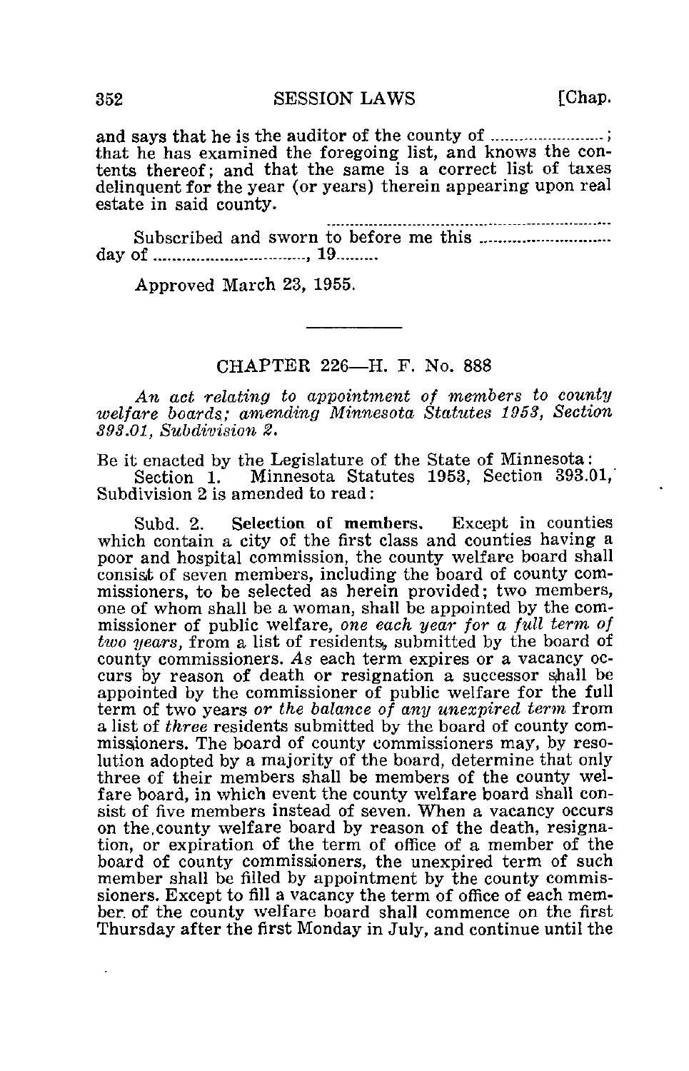and says that he is the auditor of the county of ........................; that he has examined the foregoing list, and knows the contents thereof; and that the same is a correct list of taxes delinquent for the year (or years) therein appearing upon real estate in said county.

..............................................................

Subscribed and sworn to before me this .............................. day of .................................., 19.........

Approved March 23, 1955.

---

## CHAPTER 226—H. F. No. 888

*An act relating to appointment of members to county welfare boards; amending Minnesota Statutes 1953, Section 393.01, Subdivision 2.*

Be it enacted by the Legislature of the State of Minnesota:

Section 1. Minnesota Statutes 1953, Section 393.01, Subdivision 2 is amended to read:

Subd. 2. **Selection of members.** Except in counties which contain a city of the first class and counties having a poor and hospital commission, the county welfare board shall consist of seven members, including the board of county commissioners, to be selected as herein provided; two members, one of whom shall be a woman, shall be appointed by the commissioner of public welfare, *one each year for a full term of two years,* from a list of residents, submitted by the board of county commissioners. *As* each term expires or a vacancy occurs by reason of death or resignation a successor shall be appointed by the commissioner of public welfare for the full term of two years *or the balance of any unexpired term* from a list of *three* residents submitted by the board of county commissioners. The board of county commissioners may, by resolution adopted by a majority of the board, determine that only three of their members shall be members of the county welfare board, in which event the county welfare board shall consist of five members instead of seven. When a vacancy occurs on the county welfare board by reason of the death, resignation, or expiration of the term of office of a member of the board of county commissioners, the unexpired term of such member shall be filled by appointment by the county commissioners. Except to fill a vacancy the term of office of each member of the county welfare board shall commence on the first Thursday after the first Monday in July, and continue until the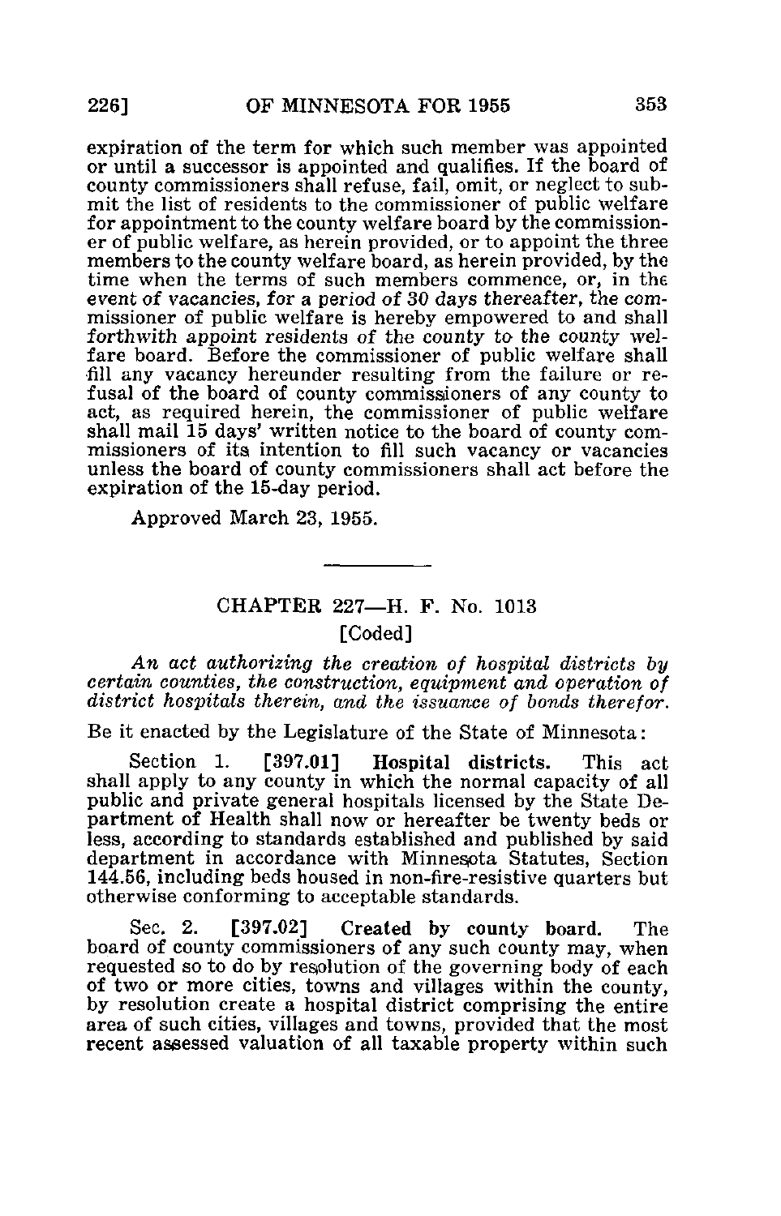expiration of the term for which such member was appointed or until a successor is appointed and qualifies. If the board of county commissioners shall refuse, fail, omit, or neglect to submit the list of residents to the commissioner of public welfare for appointment to the county welfare board by the commissioner of public welfare, as herein provided, or to appoint the three members to the county welfare board, as herein provided, by the time when the terms of such members commence, or, in the *event of vacancies, for a period of 30 days thereafter, the commissioner of public welfare is hereby empowered to and shall forthwith appoint residents of the county to the county welfare board.* Before the commissioner of public welfare shall fill any vacancy hereunder resulting from the failure or refusal of the board of county commissioners of any county to act, as required herein, the commissioner of public welfare shall mail 15 days' written notice to the board of county commissioners of its intention to fill such vacancy or vacancies unless the board of county commissioners shall act before the expiration of the 15-day period.

Approved March 23, 1955.

---

## CHAPTER 227—H. F. No. 1013

[Coded]

*An act authorizing the creation of hospital districts by certain counties, the construction, equipment and operation of district hospitals therein, and the issuance of bonds therefor.*

Be it enacted by the Legislature of the State of Minnesota:

Section 1. [397.01] **Hospital districts.** This act shall apply to any county in which the normal capacity of all public and private general hospitals licensed by the State Department of Health shall now or hereafter be twenty beds or less, according to standards established and published by said department in accordance with Minnesota Statutes, Section 144.56, including beds housed in non-fire-resistive quarters but otherwise conforming to acceptable standards.

Sec. 2. [397.02] **Created by county board.** The board of county commissioners of any such county may, when requested so to do by resolution of the governing body of each of two or more cities, towns and villages within the county, by resolution create a hospital district comprising the entire area of such cities, villages and towns, provided that the most recent assessed valuation of all taxable property within such